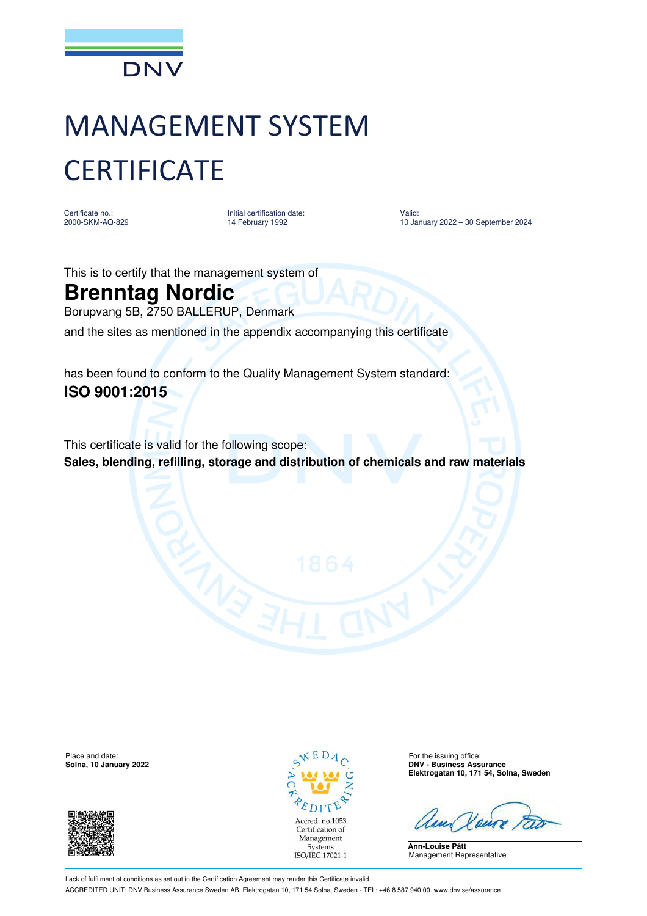# MANAGEMENT SYSTEM CERTIFICATE

| Certificate no.: | Initial certification date: | Valid: |
| --- | --- | --- |
| 2000-SKM-AQ-829 | 14 February 1992 | 10 January 2022 – 30 September 2024 |

This is to certify that the management system of

## Brenntag Nordic

Borupvang 5B, 2750 BALLERUP, Denmark

and the sites as mentioned in the appendix accompanying this certificate

has been found to conform to the Quality Management System standard:

**ISO 9001:2015**

This certificate is valid for the following scope:

**Sales, blending, refilling, storage and distribution of chemicals and raw materials**

Place and date:
**Solna, 10 January 2022**

SWEDAC ACKREDITERING
Accred. no.1053
Certification of Management Systems
ISO/IEC 17021-1

For the issuing office:
**DNV - Business Assurance**
**Elektrogatan 10, 171 54, Solna, Sweden**

**Ann-Louise Pått**
Management Representative

Lack of fulfilment of conditions as set out in the Certification Agreement may render this Certificate invalid.

ACCREDITED UNIT: DNV Business Assurance Sweden AB, Elektrogatan 10, 171 54 Solna, Sweden - TEL: +46 8 587 940 00. www.dnv.se/assurance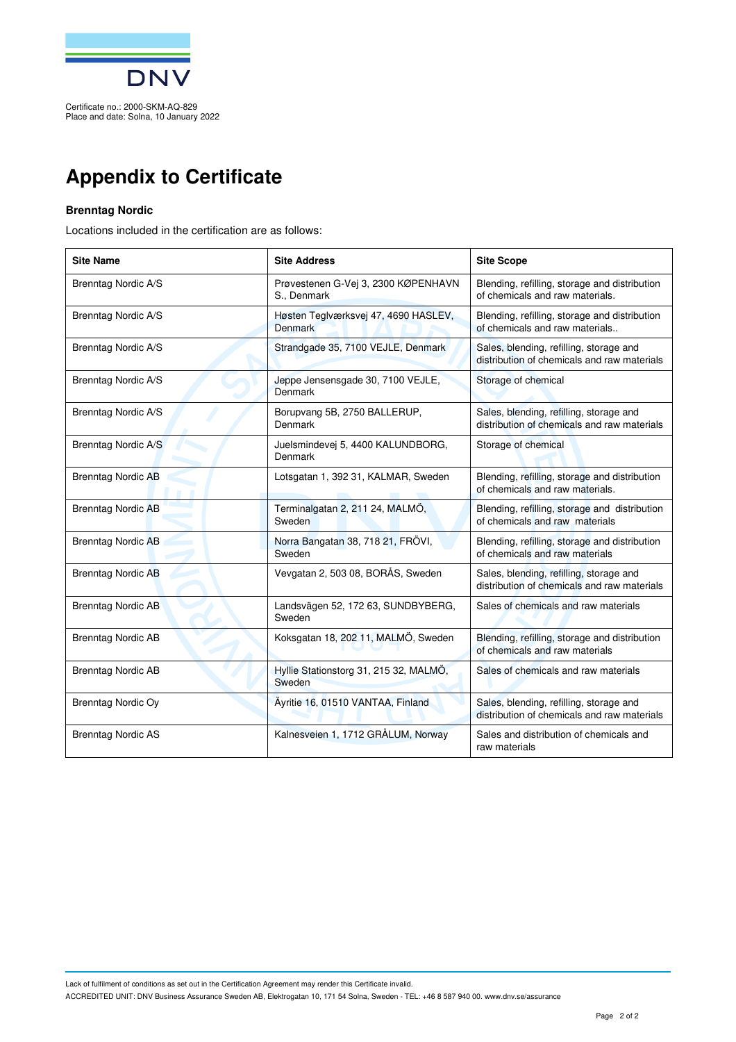Certificate no.: 2000-SKM-AQ-829
Place and date: Solna, 10 January 2022

# Appendix to Certificate

**Brenntag Nordic**

Locations included in the certification are as follows:

| Site Name | Site Address | Site Scope |
|---|---|---|
| Brenntag Nordic A/S | Prøvestenen G-Vej 3, 2300 KØPENHAVN S., Denmark | Blending, refilling, storage and distribution of chemicals and raw materials. |
| Brenntag Nordic A/S | Høsten Teglværksvej 47, 4690 HASLEV, Denmark | Blending, refilling, storage and distribution of chemicals and raw materials.. |
| Brenntag Nordic A/S | Strandgade 35, 7100 VEJLE, Denmark | Sales, blending, refilling, storage and distribution of chemicals and raw materials |
| Brenntag Nordic A/S | Jeppe Jensensgade 30, 7100 VEJLE, Denmark | Storage of chemical |
| Brenntag Nordic A/S | Borupvang 5B, 2750 BALLERUP, Denmark | Sales, blending, refilling, storage and distribution of chemicals and raw materials |
| Brenntag Nordic A/S | Juelsmindevej 5, 4400 KALUNDBORG, Denmark | Storage of chemical |
| Brenntag Nordic AB | Lotsgatan 1, 392 31, KALMAR, Sweden | Blending, refilling, storage and distribution of chemicals and raw materials. |
| Brenntag Nordic AB | Terminalgatan 2, 211 24, MALMÖ, Sweden | Blending, refilling, storage and distribution of chemicals and raw materials |
| Brenntag Nordic AB | Norra Bangatan 38, 718 21, FRÖVI, Sweden | Blending, refilling, storage and distribution of chemicals and raw materials |
| Brenntag Nordic AB | Vevgatan 2, 503 08, BORÅS, Sweden | Sales, blending, refilling, storage and distribution of chemicals and raw materials |
| Brenntag Nordic AB | Landsvägen 52, 172 63, SUNDBYBERG, Sweden | Sales of chemicals and raw materials |
| Brenntag Nordic AB | Koksgatan 18, 202 11, MALMÖ, Sweden | Blending, refilling, storage and distribution of chemicals and raw materials |
| Brenntag Nordic AB | Hyllie Stationstorg 31, 215 32, MALMÖ, Sweden | Sales of chemicals and raw materials |
| Brenntag Nordic Oy | Äyritie 16, 01510 VANTAA, Finland | Sales, blending, refilling, storage and distribution of chemicals and raw materials |
| Brenntag Nordic AS | Kalnesveien 1, 1712 GRÅLUM, Norway | Sales and distribution of chemicals and raw materials |

Lack of fulfilment of conditions as set out in the Certification Agreement may render this Certificate invalid.

ACCREDITED UNIT: DNV Business Assurance Sweden AB, Elektrogatan 10, 171 54 Solna, Sweden - TEL: +46 8 587 940 00. www.dnv.se/assurance